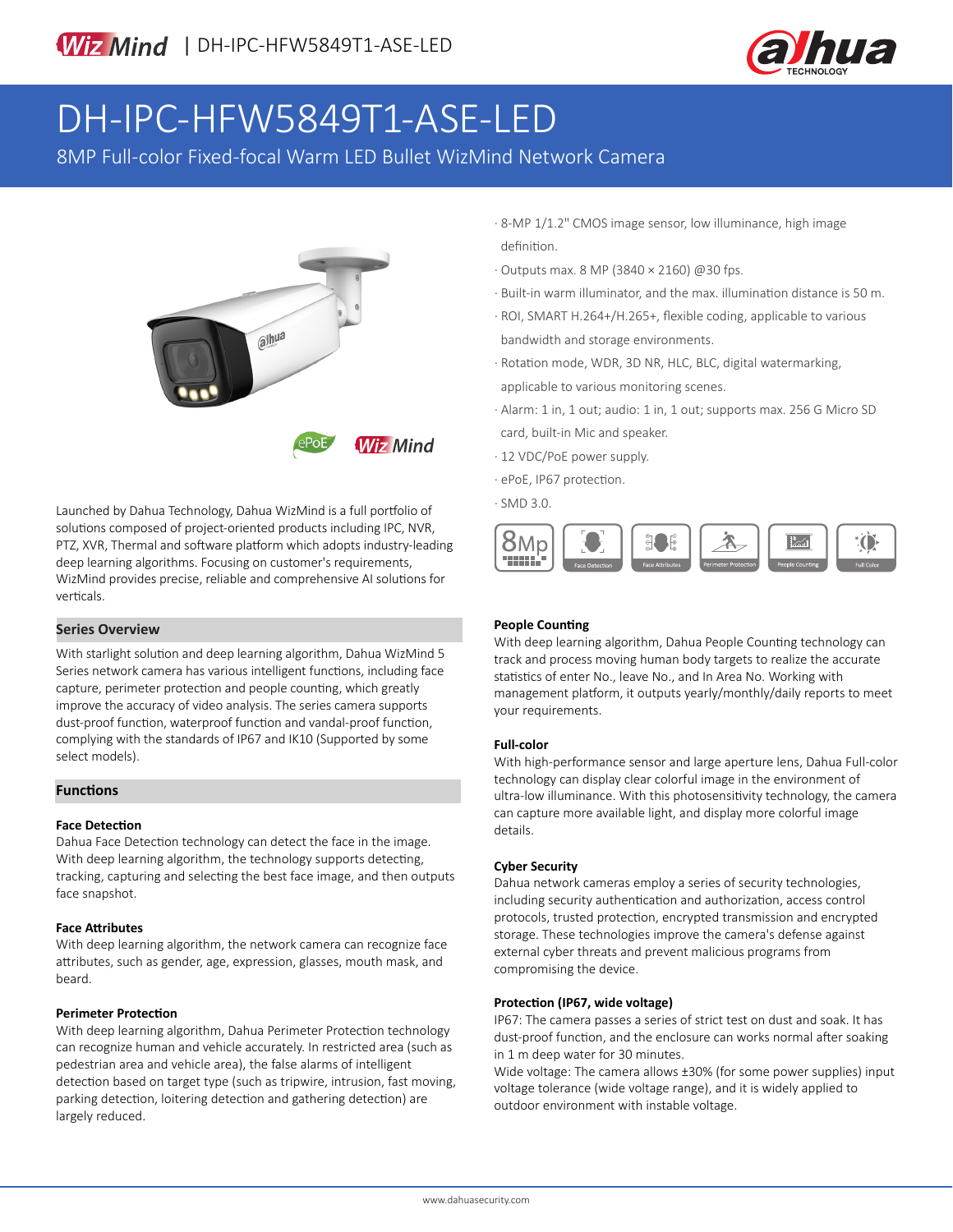WizMind | DH-IPC-HFW5849T1-ASE-LED

# DH-IPC-HFW5849T1-ASE-LED

8MP Full-color Fixed-focal Warm LED Bullet WizMind Network Camera

- 8-MP 1/1.2" CMOS image sensor, low illuminance, high image definition.
- Outputs max. 8 MP (3840 × 2160) @30 fps.
- Built-in warm illuminator, and the max. illumination distance is 50 m.
- ROI, SMART H.264+/H.265+, flexible coding, applicable to various bandwidth and storage environments.
- Rotation mode, WDR, 3D NR, HLC, BLC, digital watermarking, applicable to various monitoring scenes.
- Alarm: 1 in, 1 out; audio: 1 in, 1 out; supports max. 256 G Micro SD card, built-in Mic and speaker.
- 12 VDC/PoE power supply.
- ePoE, IP67 protection.
- SMD 3.0.

Launched by Dahua Technology, Dahua WizMind is a full portfolio of solutions composed of project-oriented products including IPC, NVR, PTZ, XVR, Thermal and software platform which adopts industry-leading deep learning algorithms. Focusing on customer's requirements, WizMind provides precise, reliable and comprehensive AI solutions for verticals.

## Series Overview

With starlight solution and deep learning algorithm, Dahua WizMind 5 Series network camera has various intelligent functions, including face capture, perimeter protection and people counting, which greatly improve the accuracy of video analysis. The series camera supports dust-proof function, waterproof function and vandal-proof function, complying with the standards of IP67 and IK10 (Supported by some select models).

## Functions

### Face Detection

Dahua Face Detection technology can detect the face in the image. With deep learning algorithm, the technology supports detecting, tracking, capturing and selecting the best face image, and then outputs face snapshot.

### Face Attributes

With deep learning algorithm, the network camera can recognize face attributes, such as gender, age, expression, glasses, mouth mask, and beard.

### Perimeter Protection

With deep learning algorithm, Dahua Perimeter Protection technology can recognize human and vehicle accurately. In restricted area (such as pedestrian area and vehicle area), the false alarms of intelligent detection based on target type (such as tripwire, intrusion, fast moving, parking detection, loitering detection and gathering detection) are largely reduced.

### People Counting

With deep learning algorithm, Dahua People Counting technology can track and process moving human body targets to realize the accurate statistics of enter No., leave No., and In Area No. Working with management platform, it outputs yearly/monthly/daily reports to meet your requirements.

### Full-color

With high-performance sensor and large aperture lens, Dahua Full-color technology can display clear colorful image in the environment of ultra-low illuminance. With this photosensitivity technology, the camera can capture more available light, and display more colorful image details.

### Cyber Security

Dahua network cameras employ a series of security technologies, including security authentication and authorization, access control protocols, trusted protection, encrypted transmission and encrypted storage. These technologies improve the camera's defense against external cyber threats and prevent malicious programs from compromising the device.

### Protection (IP67, wide voltage)

IP67: The camera passes a series of strict test on dust and soak. It has dust-proof function, and the enclosure can works normal after soaking in 1 m deep water for 30 minutes.
Wide voltage: The camera allows ±30% (for some power supplies) input voltage tolerance (wide voltage range), and it is widely applied to outdoor environment with instable voltage.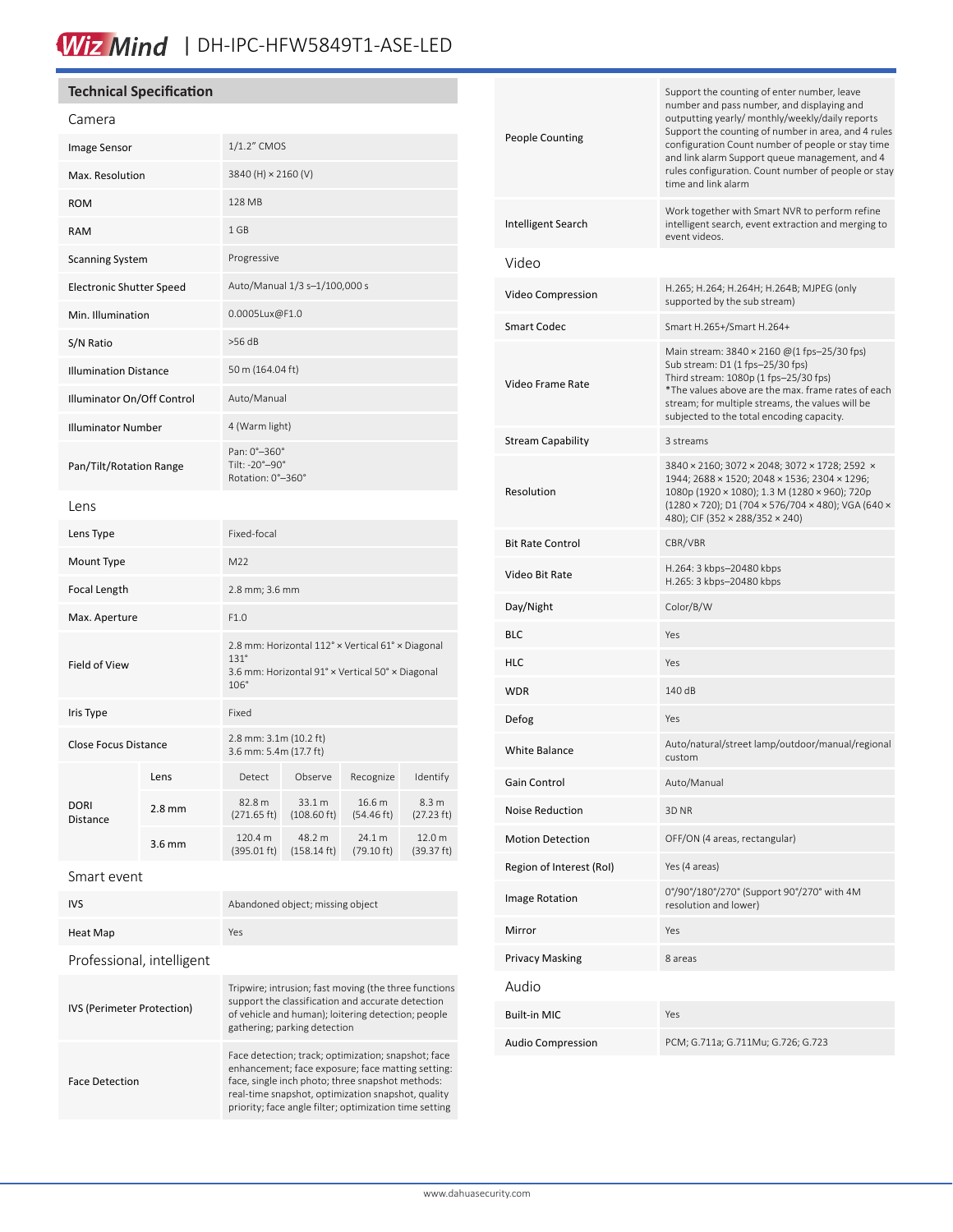## Technical Specification

### Camera

| | |
|---|---|
| Image Sensor | 1/1.2" CMOS |
| Max. Resolution | 3840 (H) × 2160 (V) |
| ROM | 128 MB |
| RAM | 1 GB |
| Scanning System | Progressive |
| Electronic Shutter Speed | Auto/Manual 1/3 s–1/100,000 s |
| Min. Illumination | 0.0005Lux@F1.0 |
| S/N Ratio | >56 dB |
| Illumination Distance | 50 m (164.04 ft) |
| Illuminator On/Off Control | Auto/Manual |
| Illuminator Number | 4 (Warm light) |
| Pan/Tilt/Rotation Range | Pan: 0°–360°<br>Tilt: -20°–90°<br>Rotation: 0°–360° |

### Lens

| | | | | | |
|---|---|---|---|---|---|
| Lens Type | Fixed-focal | | | | |
| Mount Type | M22 | | | | |
| Focal Length | 2.8 mm; 3.6 mm | | | | |
| Max. Aperture | F1.0 | | | | |
| Field of View | 2.8 mm: Horizontal 112° × Vertical 61° × Diagonal 131°<br>3.6 mm: Horizontal 91° × Vertical 50° × Diagonal 106° | | | | |
| Iris Type | Fixed | | | | |
| Close Focus Distance | 2.8 mm: 3.1m (10.2 ft)<br>3.6 mm: 5.4m (17.7 ft) | | | | |
| DORI Distance | Lens | Detect | Observe | Recognize | Identify |
| | 2.8 mm | 82.8 m (271.65 ft) | 33.1 m (108.60 ft) | 16.6 m (54.46 ft) | 8.3 m (27.23 ft) |
| | 3.6 mm | 120.4 m (395.01 ft) | 48.2 m (158.14 ft) | 24.1 m (79.10 ft) | 12.0 m (39.37 ft) |

### Smart event

| | |
|---|---|
| IVS | Abandoned object; missing object |
| Heat Map | Yes |

### Professional, intelligent

| | |
|---|---|
| IVS (Perimeter Protection) | Tripwire; intrusion; fast moving (the three functions support the classification and accurate detection of vehicle and human); loitering detection; people gathering; parking detection |
| Face Detection | Face detection; track; optimization; snapshot; face enhancement; face exposure; face matting setting: face, single inch photo; three snapshot methods: real-time snapshot, optimization snapshot, quality priority; face angle filter; optimization time setting |
| People Counting | Support the counting of enter number, leave number and pass number, and displaying and outputting yearly/ monthly/weekly/daily reports Support the counting of number in area, and 4 rules configuration Count number of people or stay time and link alarm Support queue management, and 4 rules configuration. Count number of people or stay time and link alarm |
| Intelligent Search | Work together with Smart NVR to perform refine intelligent search, event extraction and merging to event videos. |

### Video

| | |
|---|---|
| Video Compression | H.265; H.264; H.264H; H.264B; MJPEG (only supported by the sub stream) |
| Smart Codec | Smart H.265+/Smart H.264+ |
| Video Frame Rate | Main stream: 3840 × 2160 @(1 fps–25/30 fps)<br>Sub stream: D1 (1 fps–25/30 fps)<br>Third stream: 1080p (1 fps–25/30 fps)<br>*The values above are the max. frame rates of each stream; for multiple streams, the values will be subjected to the total encoding capacity. |
| Stream Capability | 3 streams |
| Resolution | 3840 × 2160; 3072 × 2048; 3072 × 1728; 2592 × 1944; 2688 × 1520; 2048 × 1536; 2304 × 1296; 1080p (1920 × 1080); 1.3 M (1280 × 960); 720p (1280 × 720); D1 (704 × 576/704 × 480); VGA (640 × 480); CIF (352 × 288/352 × 240) |
| Bit Rate Control | CBR/VBR |
| Video Bit Rate | H.264: 3 kbps–20480 kbps<br>H.265: 3 kbps–20480 kbps |
| Day/Night | Color/B/W |
| BLC | Yes |
| HLC | Yes |
| WDR | 140 dB |
| Defog | Yes |
| White Balance | Auto/natural/street lamp/outdoor/manual/regional custom |
| Gain Control | Auto/Manual |
| Noise Reduction | 3D NR |
| Motion Detection | OFF/ON (4 areas, rectangular) |
| Region of Interest (RoI) | Yes (4 areas) |
| Image Rotation | 0°/90°/180°/270° (Support 90°/270° with 4M resolution and lower) |
| Mirror | Yes |
| Privacy Masking | 8 areas |

### Audio

| | |
|---|---|
| Built-in MIC | Yes |
| Audio Compression | PCM; G.711a; G.711Mu; G.726; G.723 |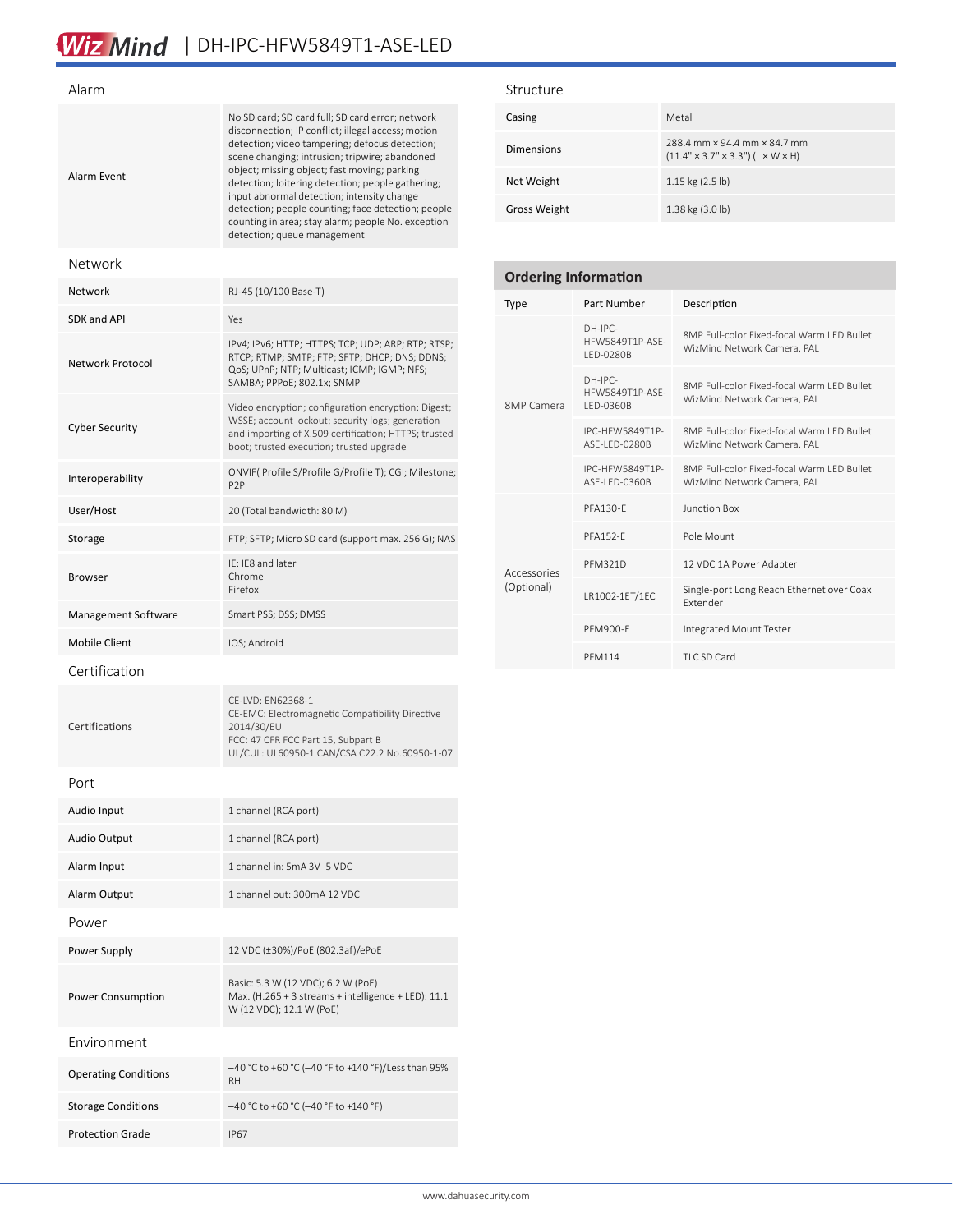## Alarm

| | |
|---|---|
| Alarm Event | No SD card; SD card full; SD card error; network disconnection; IP conflict; illegal access; motion detection; video tampering; defocus detection; scene changing; intrusion; tripwire; abandoned object; missing object; fast moving; parking detection; loitering detection; people gathering; input abnormal detection; intensity change detection; people counting; face detection; people counting in area; stay alarm; people No. exception detection; queue management |

## Network

| | |
|---|---|
| Network | RJ-45 (10/100 Base-T) |
| SDK and API | Yes |
| Network Protocol | IPv4; IPv6; HTTP; HTTPS; TCP; UDP; ARP; RTP; RTSP; RTCP; RTMP; SMTP; FTP; SFTP; DHCP; DNS; DDNS; QoS; UPnP; NTP; Multicast; ICMP; IGMP; NFS; SAMBA; PPPoE; 802.1x; SNMP |
| Cyber Security | Video encryption; configuration encryption; Digest; WSSE; account lockout; security logs; generation and importing of X.509 certification; HTTPS; trusted boot; trusted execution; trusted upgrade |
| Interoperability | ONVIF( Profile S/Profile G/Profile T); CGI; Milestone; P2P |
| User/Host | 20 (Total bandwidth: 80 M) |
| Storage | FTP; SFTP; Micro SD card (support max. 256 G); NAS |
| Browser | IE: IE8 and later<br>Chrome<br>Firefox |
| Management Software | Smart PSS; DSS; DMSS |
| Mobile Client | IOS; Android |

## Certification

| | |
|---|---|
| Certifications | CE-LVD: EN62368-1<br>CE-EMC: Electromagnetic Compatibility Directive 2014/30/EU<br>FCC: 47 CFR FCC Part 15, Subpart B<br>UL/CUL: UL60950-1 CAN/CSA C22.2 No.60950-1-07 |

## Port

| | |
|---|---|
| Audio Input | 1 channel (RCA port) |
| Audio Output | 1 channel (RCA port) |
| Alarm Input | 1 channel in: 5mA 3V–5 VDC |
| Alarm Output | 1 channel out: 300mA 12 VDC |

## Power

| | |
|---|---|
| Power Supply | 12 VDC (±30%)/PoE (802.3af)/ePoE |
| Power Consumption | Basic: 5.3 W (12 VDC); 6.2 W (PoE)<br>Max. (H.265 + 3 streams + intelligence + LED): 11.1 W (12 VDC); 12.1 W (PoE) |

## Environment

| | |
|---|---|
| Operating Conditions | –40 °C to +60 °C (–40 °F to +140 °F)/Less than 95% RH |
| Storage Conditions | –40 °C to +60 °C (–40 °F to +140 °F) |
| Protection Grade | IP67 |

## Structure

| | |
|---|---|
| Casing | Metal |
| Dimensions | 288.4 mm × 94.4 mm × 84.7 mm<br>(11.4" × 3.7" × 3.3") (L × W × H) |
| Net Weight | 1.15 kg (2.5 lb) |
| Gross Weight | 1.38 kg (3.0 lb) |

## Ordering Information

| Type | Part Number | Description |
|---|---|---|
| 8MP Camera | DH-IPC-HFW5849T1P-ASE-LED-0280B | 8MP Full-color Fixed-focal Warm LED Bullet WizMind Network Camera, PAL |
| | DH-IPC-HFW5849T1P-ASE-LED-0360B | 8MP Full-color Fixed-focal Warm LED Bullet WizMind Network Camera, PAL |
| | IPC-HFW5849T1P-ASE-LED-0280B | 8MP Full-color Fixed-focal Warm LED Bullet WizMind Network Camera, PAL |
| | IPC-HFW5849T1P-ASE-LED-0360B | 8MP Full-color Fixed-focal Warm LED Bullet WizMind Network Camera, PAL |
| Accessories (Optional) | PFA130-E | Junction Box |
| | PFA152-E | Pole Mount |
| | PFM321D | 12 VDC 1A Power Adapter |
| | LR1002-1ET/1EC | Single-port Long Reach Ethernet over Coax Extender |
| | PFM900-E | Integrated Mount Tester |
| | PFM114 | TLC SD Card |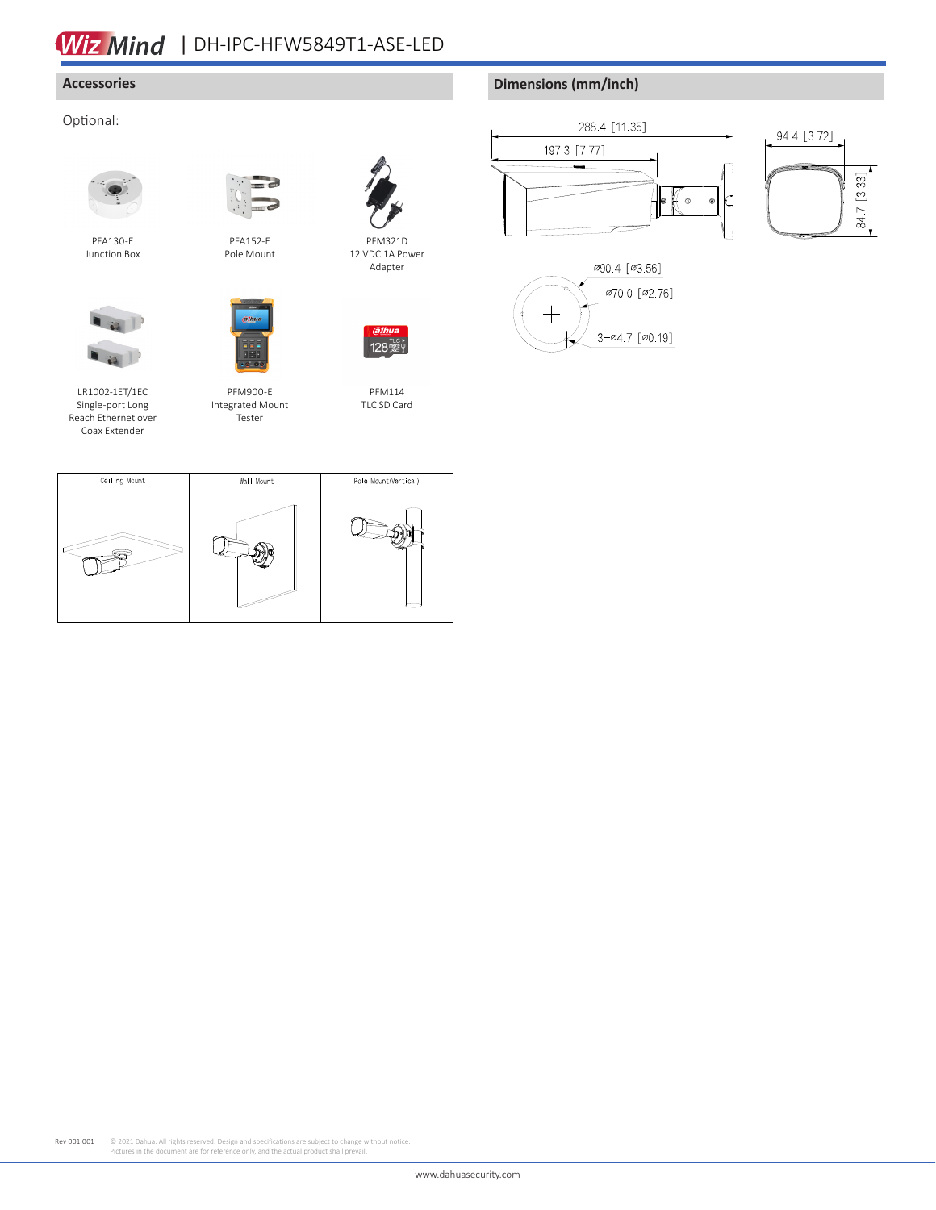## Accessories

Optional:

PFA130-E
Junction Box

PFA152-E
Pole Mount

PFM321D
12 VDC 1A Power Adapter

LR1002-1ET/1EC
Single-port Long Reach Ethernet over Coax Extender

PFM900-E
Integrated Mount Tester

PFM114
TLC SD Card

| Ceiling Mount | Wall Mount | Pole Mount(Vertical) |
|---|---|---|
| | | |

## Dimensions (mm/inch)

288.4 [11.35]

197.3 [7.77]

94.4 [3.72]

84.7 [3.33]

ø90.4 [ø3.56]

ø70.0 [ø2.76]

3−ø4.7 [ø0.19]

Rev 001.001 © 2021 Dahua. All rights reserved. Design and specifications are subject to change without notice. Pictures in the document are for reference only, and the actual product shall prevail.